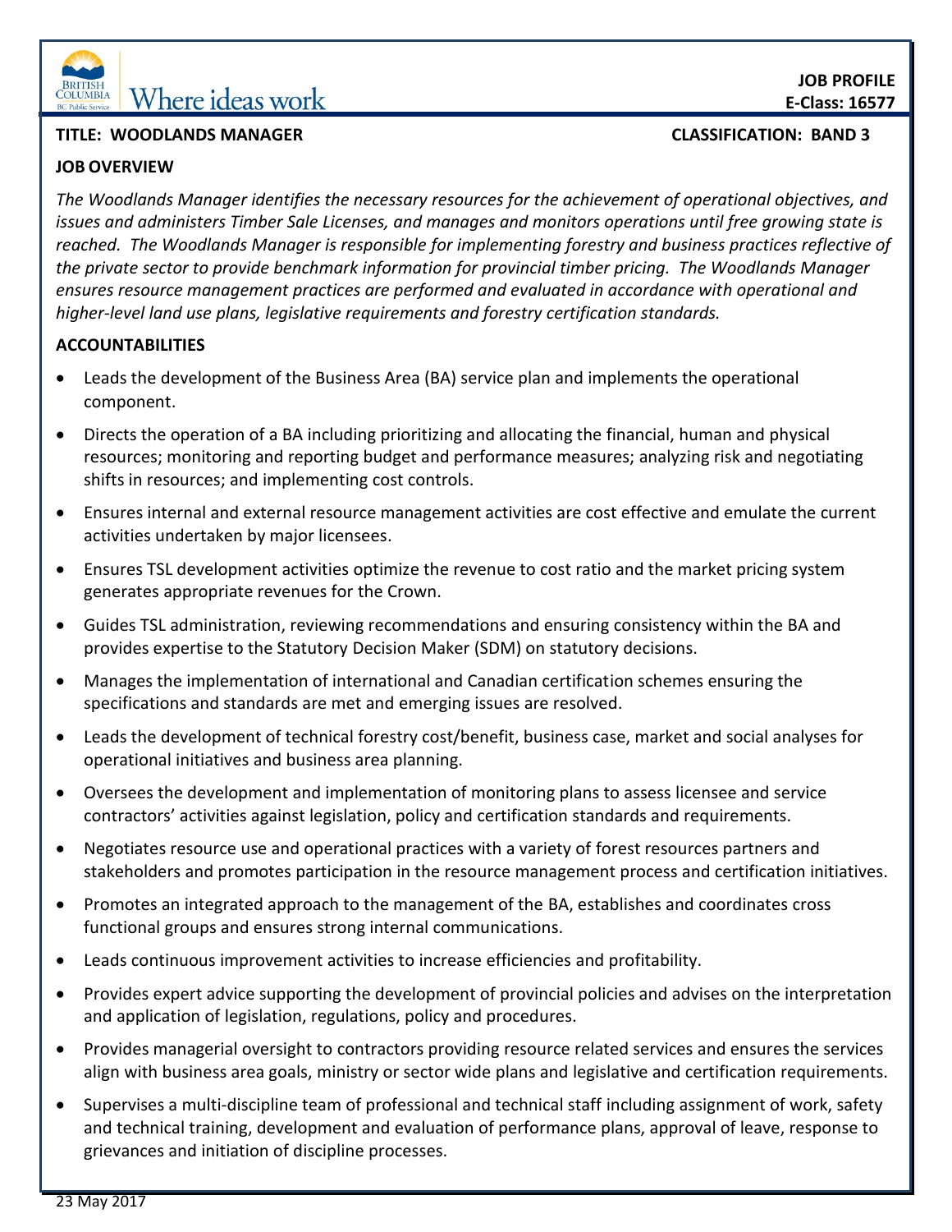**JOB PROFILE**
**E-Class: 16577**

**TITLE: WOODLANDS MANAGER** **CLASSIFICATION: BAND 3**

## JOB OVERVIEW

*The Woodlands Manager identifies the necessary resources for the achievement of operational objectives, and issues and administers Timber Sale Licenses, and manages and monitors operations until free growing state is reached. The Woodlands Manager is responsible for implementing forestry and business practices reflective of the private sector to provide benchmark information for provincial timber pricing. The Woodlands Manager ensures resource management practices are performed and evaluated in accordance with operational and higher-level land use plans, legislative requirements and forestry certification standards.*

## ACCOUNTABILITIES

- Leads the development of the Business Area (BA) service plan and implements the operational component.
- Directs the operation of a BA including prioritizing and allocating the financial, human and physical resources; monitoring and reporting budget and performance measures; analyzing risk and negotiating shifts in resources; and implementing cost controls.
- Ensures internal and external resource management activities are cost effective and emulate the current activities undertaken by major licensees.
- Ensures TSL development activities optimize the revenue to cost ratio and the market pricing system generates appropriate revenues for the Crown.
- Guides TSL administration, reviewing recommendations and ensuring consistency within the BA and provides expertise to the Statutory Decision Maker (SDM) on statutory decisions.
- Manages the implementation of international and Canadian certification schemes ensuring the specifications and standards are met and emerging issues are resolved.
- Leads the development of technical forestry cost/benefit, business case, market and social analyses for operational initiatives and business area planning.
- Oversees the development and implementation of monitoring plans to assess licensee and service contractors' activities against legislation, policy and certification standards and requirements.
- Negotiates resource use and operational practices with a variety of forest resources partners and stakeholders and promotes participation in the resource management process and certification initiatives.
- Promotes an integrated approach to the management of the BA, establishes and coordinates cross functional groups and ensures strong internal communications.
- Leads continuous improvement activities to increase efficiencies and profitability.
- Provides expert advice supporting the development of provincial policies and advises on the interpretation and application of legislation, regulations, policy and procedures.
- Provides managerial oversight to contractors providing resource related services and ensures the services align with business area goals, ministry or sector wide plans and legislative and certification requirements.
- Supervises a multi-discipline team of professional and technical staff including assignment of work, safety and technical training, development and evaluation of performance plans, approval of leave, response to grievances and initiation of discipline processes.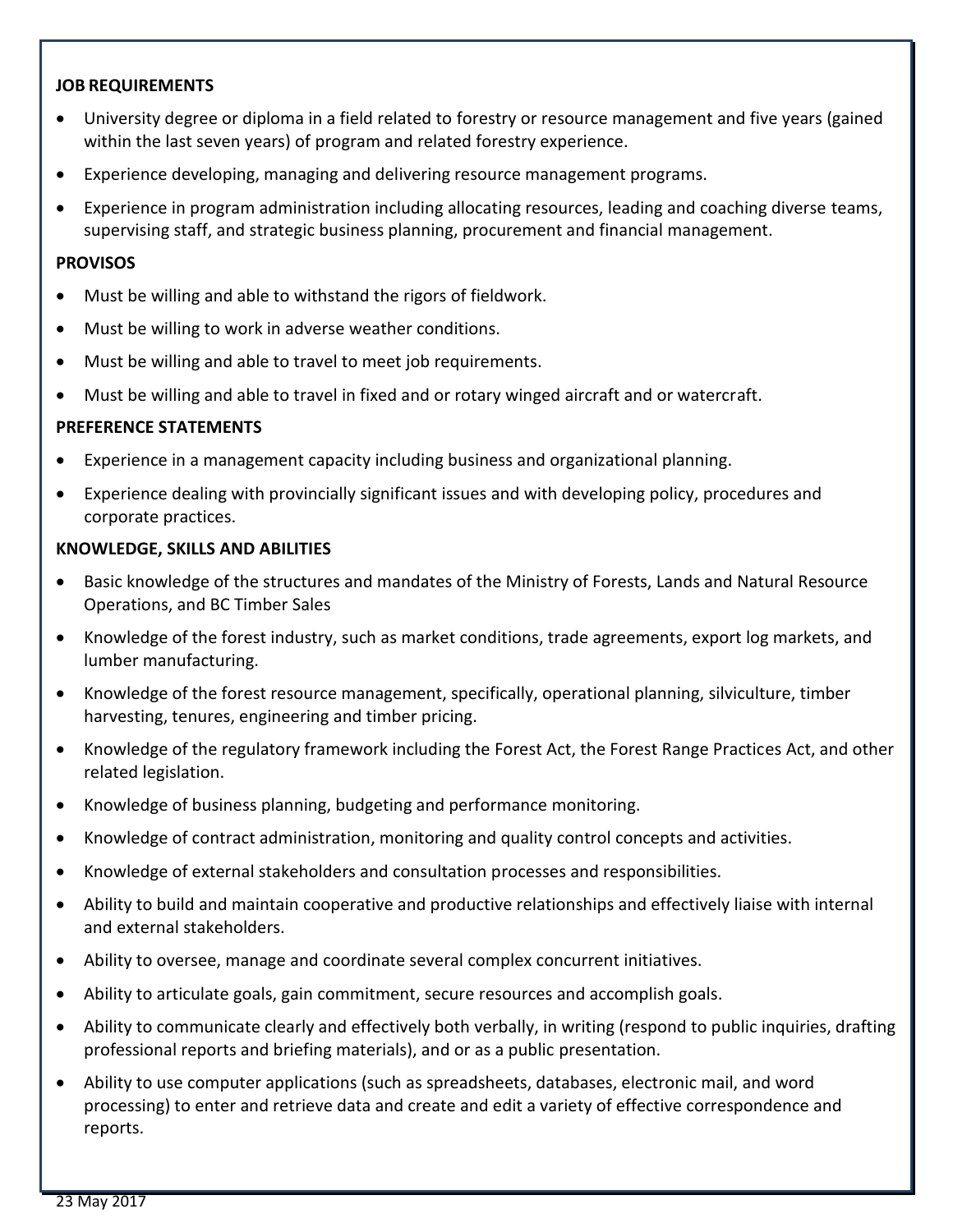**JOB REQUIREMENTS**

- University degree or diploma in a field related to forestry or resource management and five years (gained within the last seven years) of program and related forestry experience.
- Experience developing, managing and delivering resource management programs.
- Experience in program administration including allocating resources, leading and coaching diverse teams, supervising staff, and strategic business planning, procurement and financial management.

**PROVISOS**

- Must be willing and able to withstand the rigors of fieldwork.
- Must be willing to work in adverse weather conditions.
- Must be willing and able to travel to meet job requirements.
- Must be willing and able to travel in fixed and or rotary winged aircraft and or watercraft.

**PREFERENCE STATEMENTS**

- Experience in a management capacity including business and organizational planning.
- Experience dealing with provincially significant issues and with developing policy, procedures and corporate practices.

**KNOWLEDGE, SKILLS AND ABILITIES**

- Basic knowledge of the structures and mandates of the Ministry of Forests, Lands and Natural Resource Operations, and BC Timber Sales
- Knowledge of the forest industry, such as market conditions, trade agreements, export log markets, and lumber manufacturing.
- Knowledge of the forest resource management, specifically, operational planning, silviculture, timber harvesting, tenures, engineering and timber pricing.
- Knowledge of the regulatory framework including the Forest Act, the Forest Range Practices Act, and other related legislation.
- Knowledge of business planning, budgeting and performance monitoring.
- Knowledge of contract administration, monitoring and quality control concepts and activities.
- Knowledge of external stakeholders and consultation processes and responsibilities.
- Ability to build and maintain cooperative and productive relationships and effectively liaise with internal and external stakeholders.
- Ability to oversee, manage and coordinate several complex concurrent initiatives.
- Ability to articulate goals, gain commitment, secure resources and accomplish goals.
- Ability to communicate clearly and effectively both verbally, in writing (respond to public inquiries, drafting professional reports and briefing materials), and or as a public presentation.
- Ability to use computer applications (such as spreadsheets, databases, electronic mail, and word processing) to enter and retrieve data and create and edit a variety of effective correspondence and reports.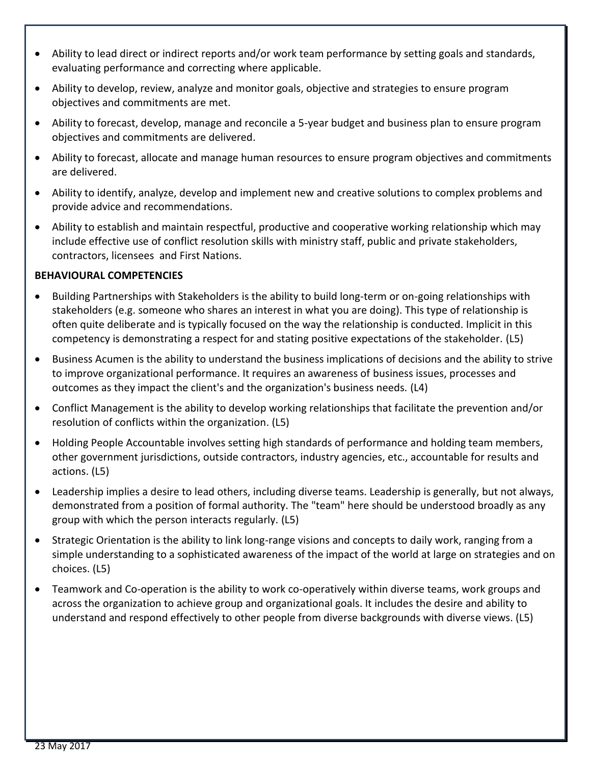- Ability to lead direct or indirect reports and/or work team performance by setting goals and standards, evaluating performance and correcting where applicable.
- Ability to develop, review, analyze and monitor goals, objective and strategies to ensure program objectives and commitments are met.
- Ability to forecast, develop, manage and reconcile a 5-year budget and business plan to ensure program objectives and commitments are delivered.
- Ability to forecast, allocate and manage human resources to ensure program objectives and commitments are delivered.
- Ability to identify, analyze, develop and implement new and creative solutions to complex problems and provide advice and recommendations.
- Ability to establish and maintain respectful, productive and cooperative working relationship which may include effective use of conflict resolution skills with ministry staff, public and private stakeholders, contractors, licensees and First Nations.

**BEHAVIOURAL COMPETENCIES**

- Building Partnerships with Stakeholders is the ability to build long-term or on-going relationships with stakeholders (e.g. someone who shares an interest in what you are doing). This type of relationship is often quite deliberate and is typically focused on the way the relationship is conducted. Implicit in this competency is demonstrating a respect for and stating positive expectations of the stakeholder. (L5)
- Business Acumen is the ability to understand the business implications of decisions and the ability to strive to improve organizational performance. It requires an awareness of business issues, processes and outcomes as they impact the client's and the organization's business needs. (L4)
- Conflict Management is the ability to develop working relationships that facilitate the prevention and/or resolution of conflicts within the organization. (L5)
- Holding People Accountable involves setting high standards of performance and holding team members, other government jurisdictions, outside contractors, industry agencies, etc., accountable for results and actions. (L5)
- Leadership implies a desire to lead others, including diverse teams. Leadership is generally, but not always, demonstrated from a position of formal authority. The "team" here should be understood broadly as any group with which the person interacts regularly. (L5)
- Strategic Orientation is the ability to link long-range visions and concepts to daily work, ranging from a simple understanding to a sophisticated awareness of the impact of the world at large on strategies and on choices. (L5)
- Teamwork and Co-operation is the ability to work co-operatively within diverse teams, work groups and across the organization to achieve group and organizational goals. It includes the desire and ability to understand and respond effectively to other people from diverse backgrounds with diverse views. (L5)